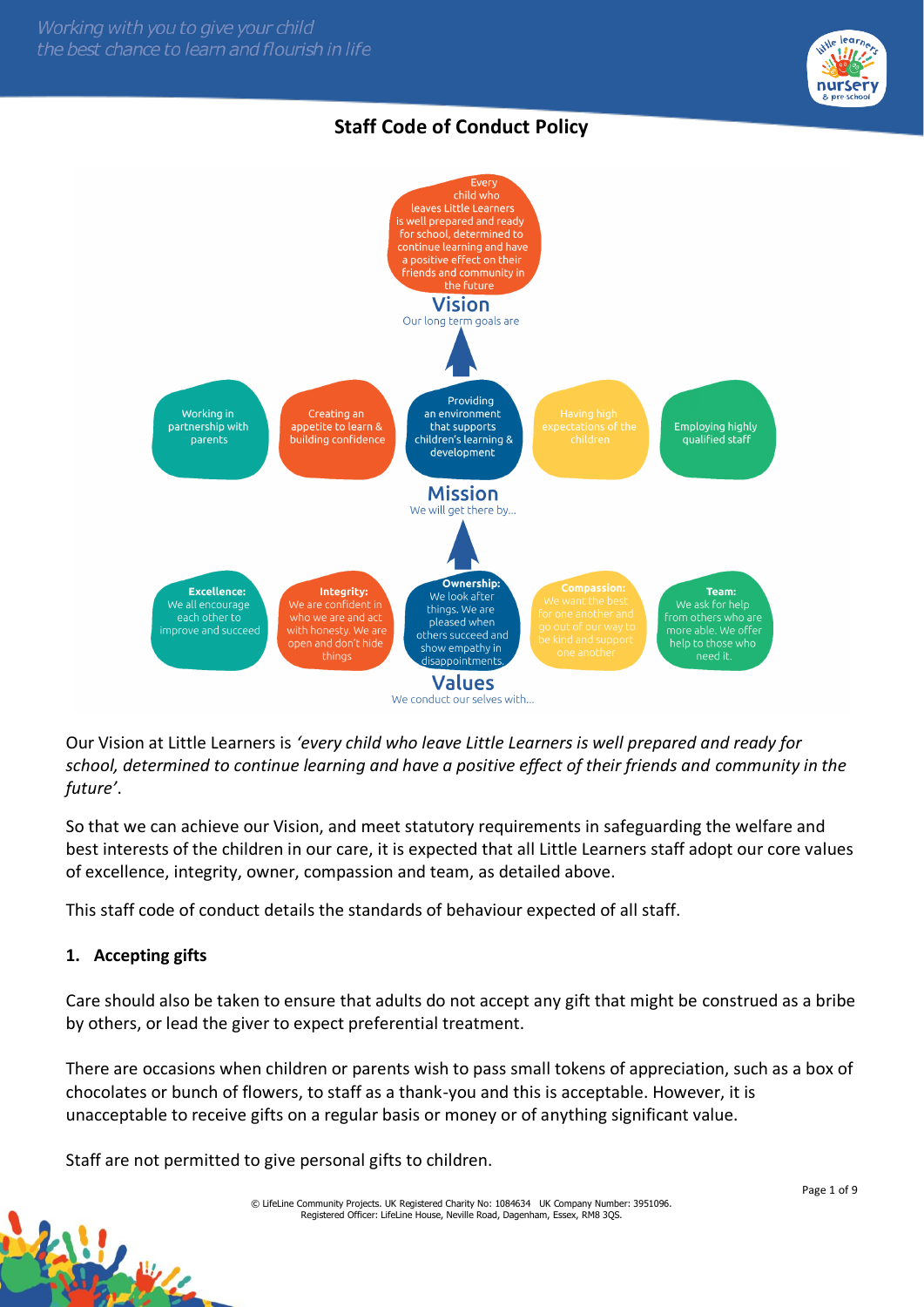# Staff Code of Conduct Policy

Every child who leaves Little Learners is well prepared and ready for school, determined to continue learning and have a positive effect on their friends and community in the future

**Vision**
Our long term goals are

Working in partnership with parents

Creating an appetite to learn & building confidence

Providing an environment that supports children's learning & development

Having high expectations of the children

Employing highly qualified staff

**Mission**
We will get there by...

**Excellence:** We all encourage each other to improve and succeed

**Integrity:** We are confident in who we are and act with honesty. We are open and don't hide things

**Ownership:** We look after things. We are pleased when others succeed and show empathy in disappointments.

**Compassion:** We want the best for one another and go out of our way to be kind and support one another

**Team:** We ask for help from others who are more able. We offer help to those who need it.

**Values**
We conduct our selves with...

Our Vision at Little Learners is *'every child who leave Little Learners is well prepared and ready for school, determined to continue learning and have a positive effect of their friends and community in the future'*.

So that we can achieve our Vision, and meet statutory requirements in safeguarding the welfare and best interests of the children in our care, it is expected that all Little Learners staff adopt our core values of excellence, integrity, owner, compassion and team, as detailed above.

This staff code of conduct details the standards of behaviour expected of all staff.

## 1. Accepting gifts

Care should also be taken to ensure that adults do not accept any gift that might be construed as a bribe by others, or lead the giver to expect preferential treatment.

There are occasions when children or parents wish to pass small tokens of appreciation, such as a box of chocolates or bunch of flowers, to staff as a thank-you and this is acceptable. However, it is unacceptable to receive gifts on a regular basis or money or of anything significant value.

Staff are not permitted to give personal gifts to children.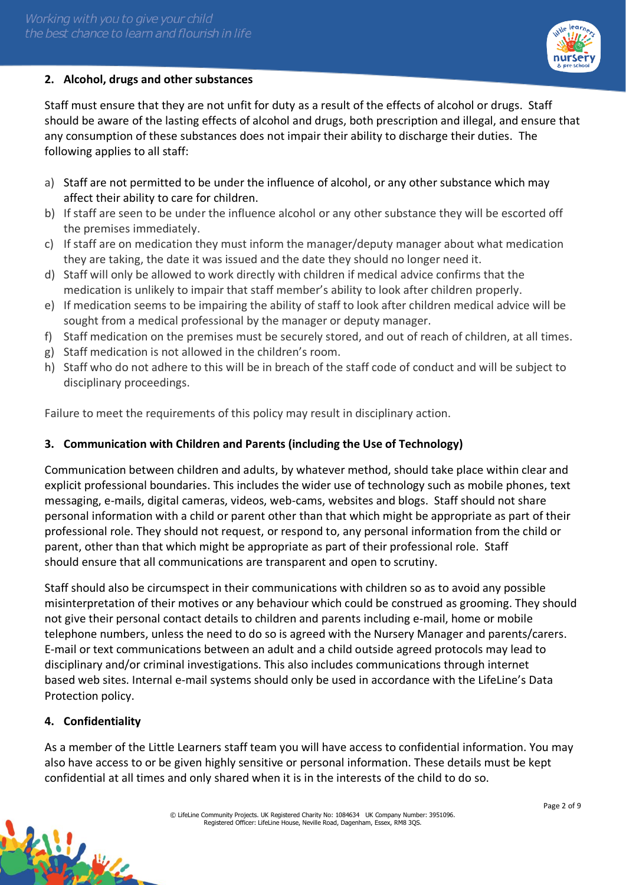## 2. Alcohol, drugs and other substances

Staff must ensure that they are not unfit for duty as a result of the effects of alcohol or drugs. Staff should be aware of the lasting effects of alcohol and drugs, both prescription and illegal, and ensure that any consumption of these substances does not impair their ability to discharge their duties. The following applies to all staff:

a) Staff are not permitted to be under the influence of alcohol, or any other substance which may affect their ability to care for children.
b) If staff are seen to be under the influence alcohol or any other substance they will be escorted off the premises immediately.
c) If staff are on medication they must inform the manager/deputy manager about what medication they are taking, the date it was issued and the date they should no longer need it.
d) Staff will only be allowed to work directly with children if medical advice confirms that the medication is unlikely to impair that staff member's ability to look after children properly.
e) If medication seems to be impairing the ability of staff to look after children medical advice will be sought from a medical professional by the manager or deputy manager.
f) Staff medication on the premises must be securely stored, and out of reach of children, at all times.
g) Staff medication is not allowed in the children's room.
h) Staff who do not adhere to this will be in breach of the staff code of conduct and will be subject to disciplinary proceedings.

Failure to meet the requirements of this policy may result in disciplinary action.

## 3. Communication with Children and Parents (including the Use of Technology)

Communication between children and adults, by whatever method, should take place within clear and explicit professional boundaries. This includes the wider use of technology such as mobile phones, text messaging, e-mails, digital cameras, videos, web-cams, websites and blogs. Staff should not share personal information with a child or parent other than that which might be appropriate as part of their professional role. They should not request, or respond to, any personal information from the child or parent, other than that which might be appropriate as part of their professional role. Staff should ensure that all communications are transparent and open to scrutiny.

Staff should also be circumspect in their communications with children so as to avoid any possible misinterpretation of their motives or any behaviour which could be construed as grooming. They should not give their personal contact details to children and parents including e-mail, home or mobile telephone numbers, unless the need to do so is agreed with the Nursery Manager and parents/carers. E-mail or text communications between an adult and a child outside agreed protocols may lead to disciplinary and/or criminal investigations. This also includes communications through internet based web sites. Internal e-mail systems should only be used in accordance with the LifeLine's Data Protection policy.

## 4. Confidentiality

As a member of the Little Learners staff team you will have access to confidential information. You may also have access to or be given highly sensitive or personal information. These details must be kept confidential at all times and only shared when it is in the interests of the child to do so.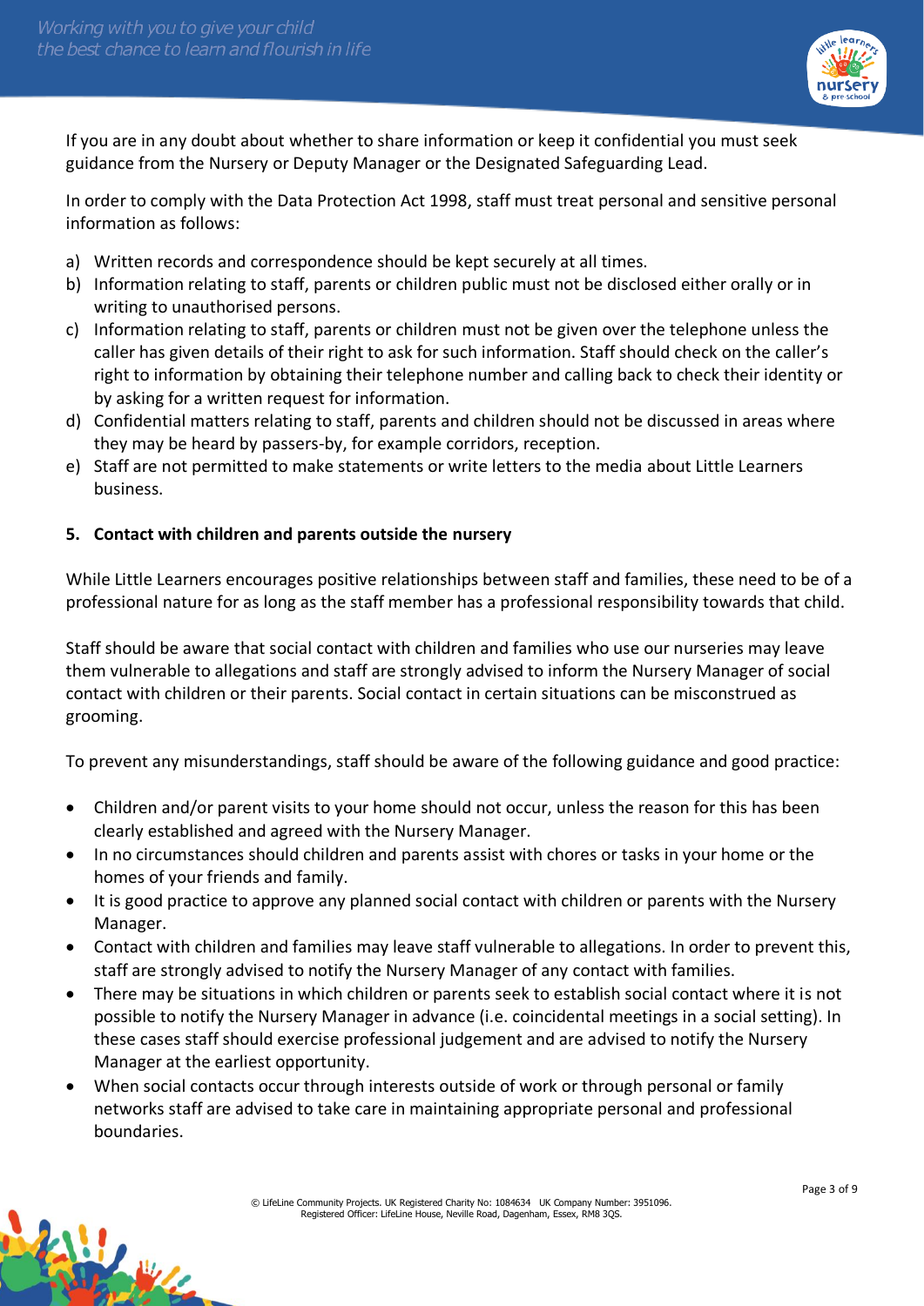If you are in any doubt about whether to share information or keep it confidential you must seek guidance from the Nursery or Deputy Manager or the Designated Safeguarding Lead.

In order to comply with the Data Protection Act 1998, staff must treat personal and sensitive personal information as follows:

a) Written records and correspondence should be kept securely at all times.
b) Information relating to staff, parents or children public must not be disclosed either orally or in writing to unauthorised persons.
c) Information relating to staff, parents or children must not be given over the telephone unless the caller has given details of their right to ask for such information. Staff should check on the caller's right to information by obtaining their telephone number and calling back to check their identity or by asking for a written request for information.
d) Confidential matters relating to staff, parents and children should not be discussed in areas where they may be heard by passers-by, for example corridors, reception.
e) Staff are not permitted to make statements or write letters to the media about Little Learners business.

## 5. Contact with children and parents outside the nursery

While Little Learners encourages positive relationships between staff and families, these need to be of a professional nature for as long as the staff member has a professional responsibility towards that child.

Staff should be aware that social contact with children and families who use our nurseries may leave them vulnerable to allegations and staff are strongly advised to inform the Nursery Manager of social contact with children or their parents. Social contact in certain situations can be misconstrued as grooming.

To prevent any misunderstandings, staff should be aware of the following guidance and good practice:

- Children and/or parent visits to your home should not occur, unless the reason for this has been clearly established and agreed with the Nursery Manager.
- In no circumstances should children and parents assist with chores or tasks in your home or the homes of your friends and family.
- It is good practice to approve any planned social contact with children or parents with the Nursery Manager.
- Contact with children and families may leave staff vulnerable to allegations. In order to prevent this, staff are strongly advised to notify the Nursery Manager of any contact with families.
- There may be situations in which children or parents seek to establish social contact where it is not possible to notify the Nursery Manager in advance (i.e. coincidental meetings in a social setting). In these cases staff should exercise professional judgement and are advised to notify the Nursery Manager at the earliest opportunity.
- When social contacts occur through interests outside of work or through personal or family networks staff are advised to take care in maintaining appropriate personal and professional boundaries.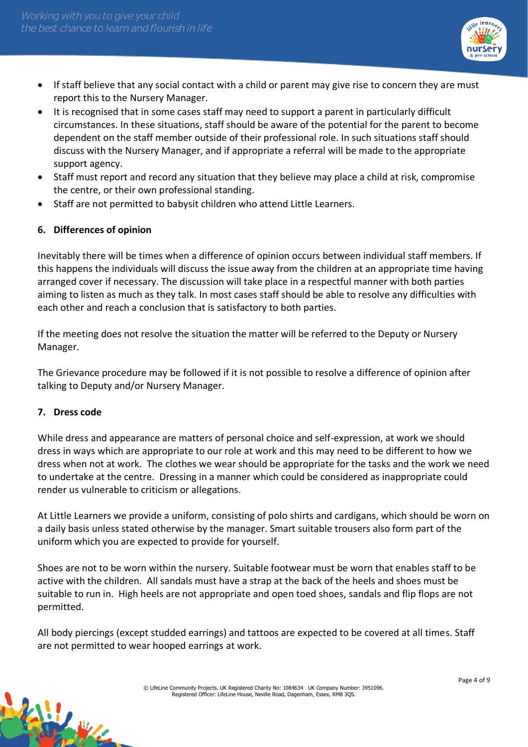- If staff believe that any social contact with a child or parent may give rise to concern they are must report this to the Nursery Manager.
- It is recognised that in some cases staff may need to support a parent in particularly difficult circumstances. In these situations, staff should be aware of the potential for the parent to become dependent on the staff member outside of their professional role. In such situations staff should discuss with the Nursery Manager, and if appropriate a referral will be made to the appropriate support agency.
- Staff must report and record any situation that they believe may place a child at risk, compromise the centre, or their own professional standing.
- Staff are not permitted to babysit children who attend Little Learners.

## 6. Differences of opinion

Inevitably there will be times when a difference of opinion occurs between individual staff members. If this happens the individuals will discuss the issue away from the children at an appropriate time having arranged cover if necessary. The discussion will take place in a respectful manner with both parties aiming to listen as much as they talk. In most cases staff should be able to resolve any difficulties with each other and reach a conclusion that is satisfactory to both parties.

If the meeting does not resolve the situation the matter will be referred to the Deputy or Nursery Manager.

The Grievance procedure may be followed if it is not possible to resolve a difference of opinion after talking to Deputy and/or Nursery Manager.

## 7. Dress code

While dress and appearance are matters of personal choice and self-expression, at work we should dress in ways which are appropriate to our role at work and this may need to be different to how we dress when not at work. The clothes we wear should be appropriate for the tasks and the work we need to undertake at the centre. Dressing in a manner which could be considered as inappropriate could render us vulnerable to criticism or allegations.

At Little Learners we provide a uniform, consisting of polo shirts and cardigans, which should be worn on a daily basis unless stated otherwise by the manager. Smart suitable trousers also form part of the uniform which you are expected to provide for yourself.

Shoes are not to be worn within the nursery. Suitable footwear must be worn that enables staff to be active with the children. All sandals must have a strap at the back of the heels and shoes must be suitable to run in. High heels are not appropriate and open toed shoes, sandals and flip flops are not permitted.

All body piercings (except studded earrings) and tattoos are expected to be covered at all times. Staff are not permitted to wear hooped earrings at work.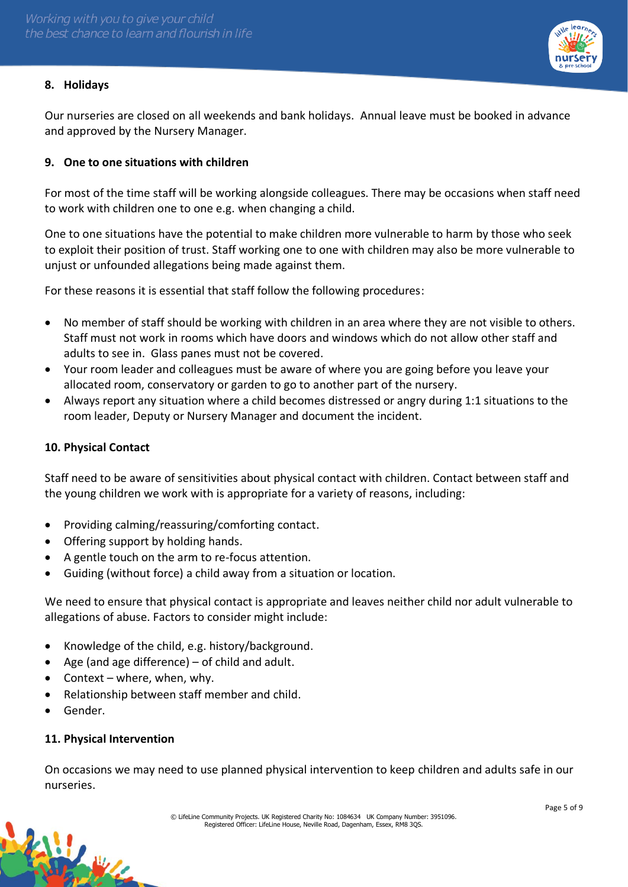## 8. Holidays

Our nurseries are closed on all weekends and bank holidays. Annual leave must be booked in advance and approved by the Nursery Manager.

## 9. One to one situations with children

For most of the time staff will be working alongside colleagues. There may be occasions when staff need to work with children one to one e.g. when changing a child.

One to one situations have the potential to make children more vulnerable to harm by those who seek to exploit their position of trust. Staff working one to one with children may also be more vulnerable to unjust or unfounded allegations being made against them.

For these reasons it is essential that staff follow the following procedures:

- No member of staff should be working with children in an area where they are not visible to others. Staff must not work in rooms which have doors and windows which do not allow other staff and adults to see in. Glass panes must not be covered.
- Your room leader and colleagues must be aware of where you are going before you leave your allocated room, conservatory or garden to go to another part of the nursery.
- Always report any situation where a child becomes distressed or angry during 1:1 situations to the room leader, Deputy or Nursery Manager and document the incident.

## 10. Physical Contact

Staff need to be aware of sensitivities about physical contact with children. Contact between staff and the young children we work with is appropriate for a variety of reasons, including:

- Providing calming/reassuring/comforting contact.
- Offering support by holding hands.
- A gentle touch on the arm to re-focus attention.
- Guiding (without force) a child away from a situation or location.

We need to ensure that physical contact is appropriate and leaves neither child nor adult vulnerable to allegations of abuse. Factors to consider might include:

- Knowledge of the child, e.g. history/background.
- Age (and age difference) – of child and adult.
- Context – where, when, why.
- Relationship between staff member and child.
- Gender.

## 11. Physical Intervention

On occasions we may need to use planned physical intervention to keep children and adults safe in our nurseries.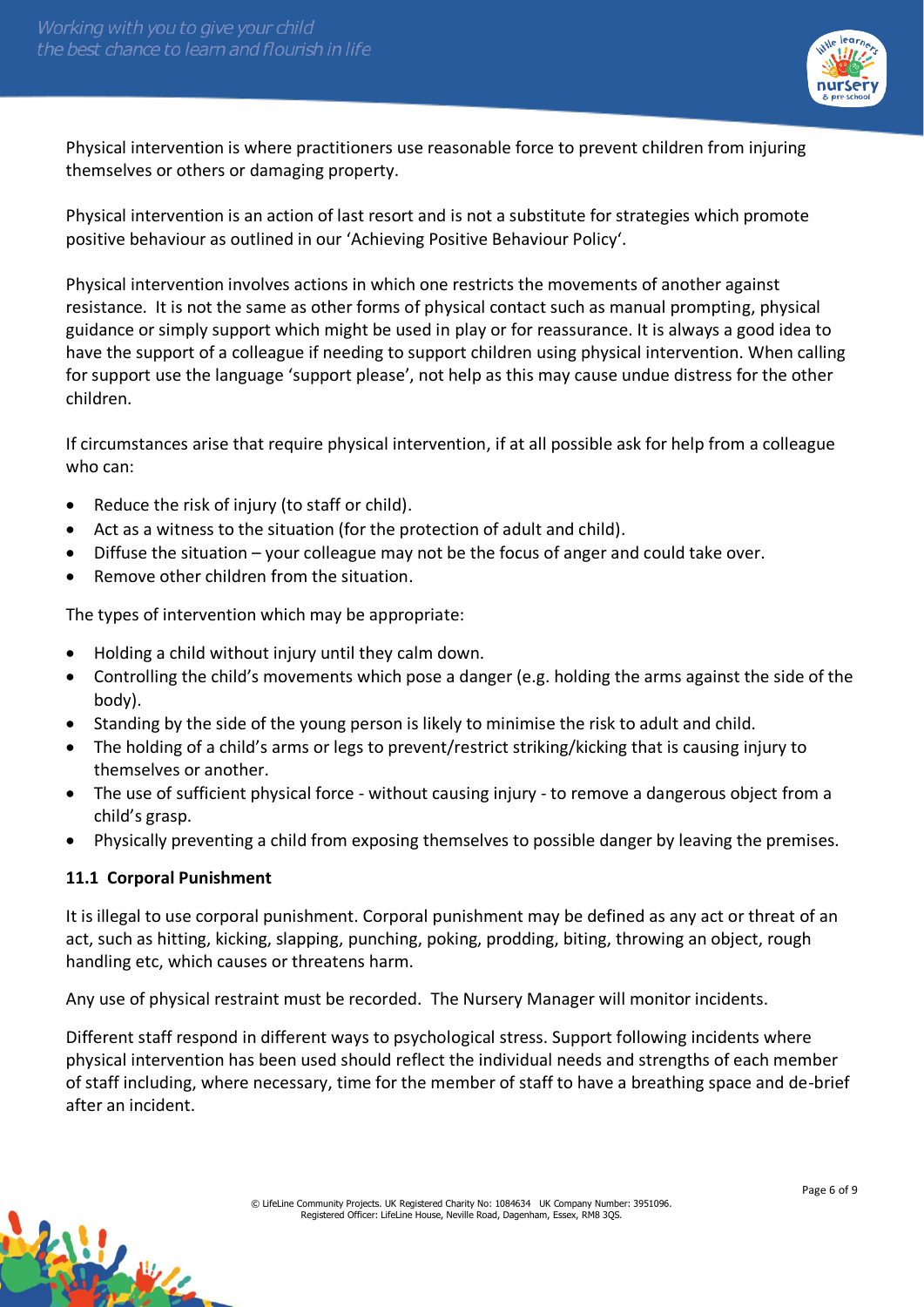Physical intervention is where practitioners use reasonable force to prevent children from injuring themselves or others or damaging property.

Physical intervention is an action of last resort and is not a substitute for strategies which promote positive behaviour as outlined in our 'Achieving Positive Behaviour Policy'.

Physical intervention involves actions in which one restricts the movements of another against resistance. It is not the same as other forms of physical contact such as manual prompting, physical guidance or simply support which might be used in play or for reassurance. It is always a good idea to have the support of a colleague if needing to support children using physical intervention. When calling for support use the language 'support please', not help as this may cause undue distress for the other children.

If circumstances arise that require physical intervention, if at all possible ask for help from a colleague who can:

- Reduce the risk of injury (to staff or child).
- Act as a witness to the situation (for the protection of adult and child).
- Diffuse the situation – your colleague may not be the focus of anger and could take over.
- Remove other children from the situation.

The types of intervention which may be appropriate:

- Holding a child without injury until they calm down.
- Controlling the child's movements which pose a danger (e.g. holding the arms against the side of the body).
- Standing by the side of the young person is likely to minimise the risk to adult and child.
- The holding of a child's arms or legs to prevent/restrict striking/kicking that is causing injury to themselves or another.
- The use of sufficient physical force - without causing injury - to remove a dangerous object from a child's grasp.
- Physically preventing a child from exposing themselves to possible danger by leaving the premises.

### 11.1 Corporal Punishment

It is illegal to use corporal punishment. Corporal punishment may be defined as any act or threat of an act, such as hitting, kicking, slapping, punching, poking, prodding, biting, throwing an object, rough handling etc, which causes or threatens harm.

Any use of physical restraint must be recorded. The Nursery Manager will monitor incidents.

Different staff respond in different ways to psychological stress. Support following incidents where physical intervention has been used should reflect the individual needs and strengths of each member of staff including, where necessary, time for the member of staff to have a breathing space and de-brief after an incident.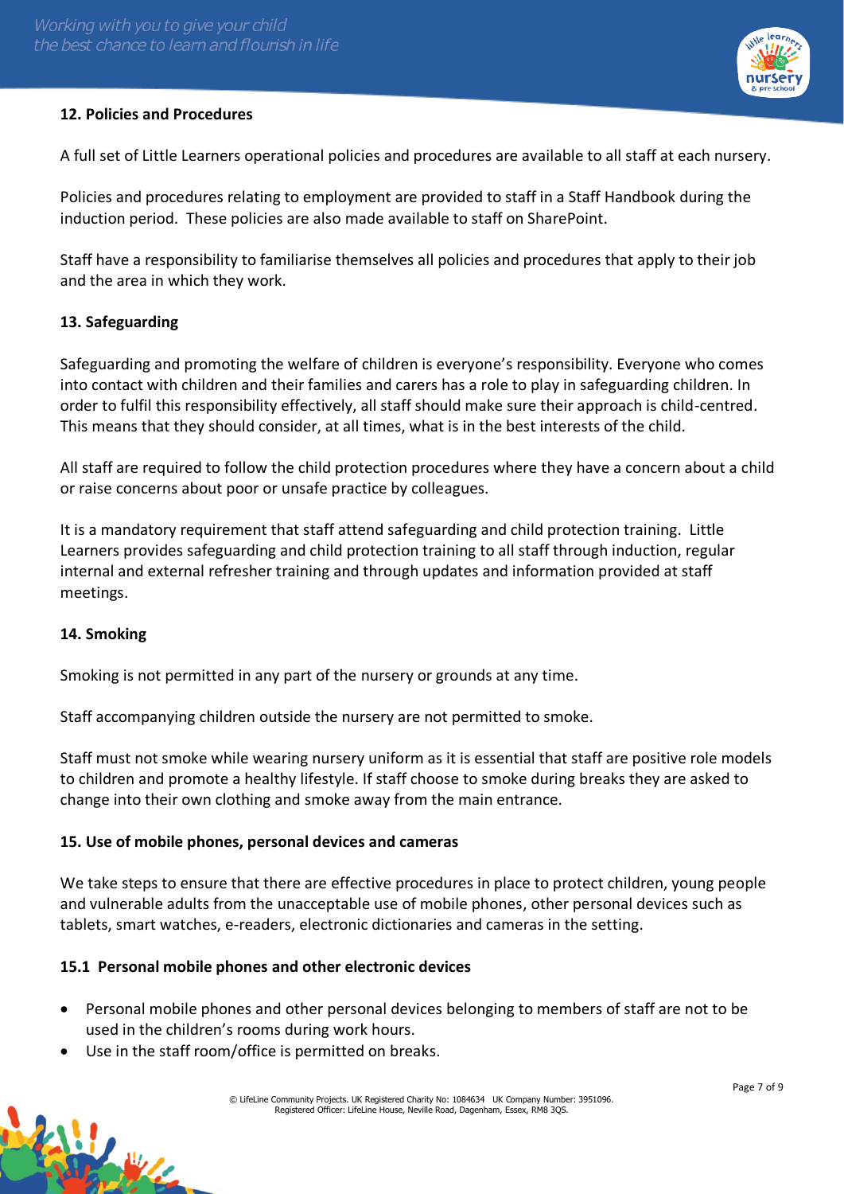**12. Policies and Procedures**

A full set of Little Learners operational policies and procedures are available to all staff at each nursery.

Policies and procedures relating to employment are provided to staff in a Staff Handbook during the induction period. These policies are also made available to staff on SharePoint.

Staff have a responsibility to familiarise themselves all policies and procedures that apply to their job and the area in which they work.

**13. Safeguarding**

Safeguarding and promoting the welfare of children is everyone's responsibility. Everyone who comes into contact with children and their families and carers has a role to play in safeguarding children. In order to fulfil this responsibility effectively, all staff should make sure their approach is child-centred. This means that they should consider, at all times, what is in the best interests of the child.

All staff are required to follow the child protection procedures where they have a concern about a child or raise concerns about poor or unsafe practice by colleagues.

It is a mandatory requirement that staff attend safeguarding and child protection training. Little Learners provides safeguarding and child protection training to all staff through induction, regular internal and external refresher training and through updates and information provided at staff meetings.

**14. Smoking**

Smoking is not permitted in any part of the nursery or grounds at any time.

Staff accompanying children outside the nursery are not permitted to smoke.

Staff must not smoke while wearing nursery uniform as it is essential that staff are positive role models to children and promote a healthy lifestyle. If staff choose to smoke during breaks they are asked to change into their own clothing and smoke away from the main entrance.

**15. Use of mobile phones, personal devices and cameras**

We take steps to ensure that there are effective procedures in place to protect children, young people and vulnerable adults from the unacceptable use of mobile phones, other personal devices such as tablets, smart watches, e-readers, electronic dictionaries and cameras in the setting.

**15.1 Personal mobile phones and other electronic devices**

- Personal mobile phones and other personal devices belonging to members of staff are not to be used in the children's rooms during work hours.
- Use in the staff room/office is permitted on breaks.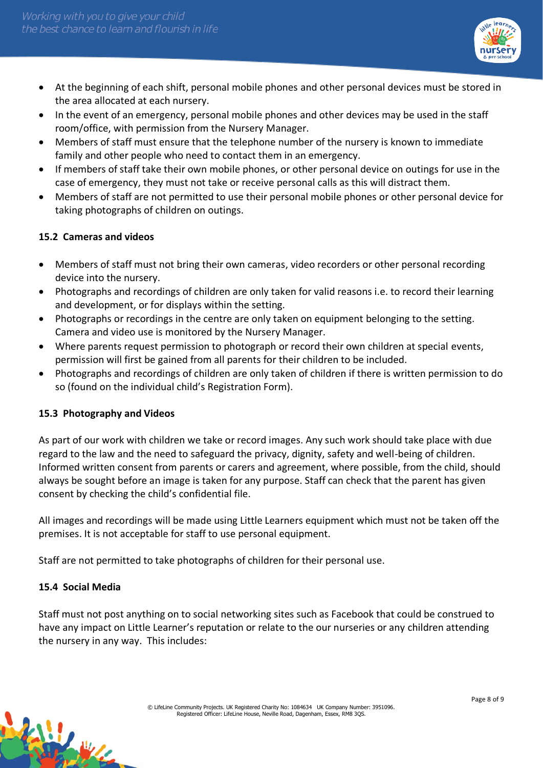- At the beginning of each shift, personal mobile phones and other personal devices must be stored in the area allocated at each nursery.
- In the event of an emergency, personal mobile phones and other devices may be used in the staff room/office, with permission from the Nursery Manager.
- Members of staff must ensure that the telephone number of the nursery is known to immediate family and other people who need to contact them in an emergency.
- If members of staff take their own mobile phones, or other personal device on outings for use in the case of emergency, they must not take or receive personal calls as this will distract them.
- Members of staff are not permitted to use their personal mobile phones or other personal device for taking photographs of children on outings.

**15.2 Cameras and videos**

- Members of staff must not bring their own cameras, video recorders or other personal recording device into the nursery.
- Photographs and recordings of children are only taken for valid reasons i.e. to record their learning and development, or for displays within the setting.
- Photographs or recordings in the centre are only taken on equipment belonging to the setting. Camera and video use is monitored by the Nursery Manager.
- Where parents request permission to photograph or record their own children at special events, permission will first be gained from all parents for their children to be included.
- Photographs and recordings of children are only taken of children if there is written permission to do so (found on the individual child's Registration Form).

**15.3 Photography and Videos**

As part of our work with children we take or record images. Any such work should take place with due regard to the law and the need to safeguard the privacy, dignity, safety and well-being of children. Informed written consent from parents or carers and agreement, where possible, from the child, should always be sought before an image is taken for any purpose. Staff can check that the parent has given consent by checking the child's confidential file.

All images and recordings will be made using Little Learners equipment which must not be taken off the premises. It is not acceptable for staff to use personal equipment.

Staff are not permitted to take photographs of children for their personal use.

**15.4 Social Media**

Staff must not post anything on to social networking sites such as Facebook that could be construed to have any impact on Little Learner's reputation or relate to the our nurseries or any children attending the nursery in any way. This includes: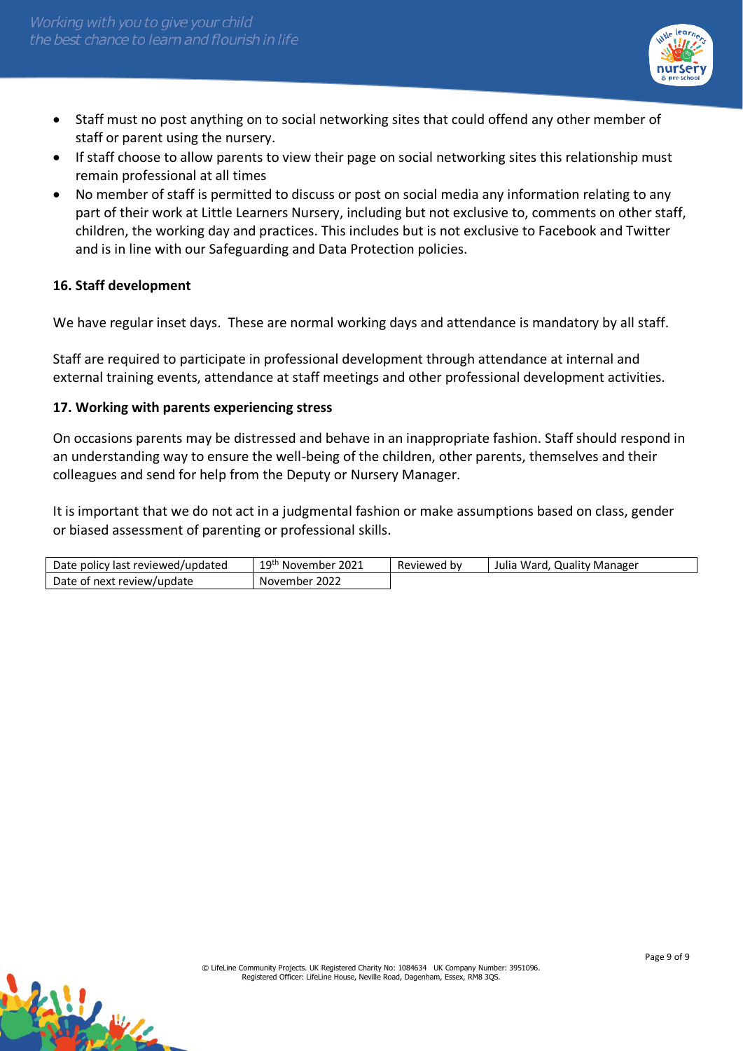- Staff must no post anything on to social networking sites that could offend any other member of staff or parent using the nursery.
- If staff choose to allow parents to view their page on social networking sites this relationship must remain professional at all times
- No member of staff is permitted to discuss or post on social media any information relating to any part of their work at Little Learners Nursery, including but not exclusive to, comments on other staff, children, the working day and practices. This includes but is not exclusive to Facebook and Twitter and is in line with our Safeguarding and Data Protection policies.

**16. Staff development**

We have regular inset days. These are normal working days and attendance is mandatory by all staff.

Staff are required to participate in professional development through attendance at internal and external training events, attendance at staff meetings and other professional development activities.

**17. Working with parents experiencing stress**

On occasions parents may be distressed and behave in an inappropriate fashion. Staff should respond in an understanding way to ensure the well-being of the children, other parents, themselves and their colleagues and send for help from the Deputy or Nursery Manager.

It is important that we do not act in a judgmental fashion or make assumptions based on class, gender or biased assessment of parenting or professional skills.

| | | | |
|---|---|---|---|
| Date policy last reviewed/updated | 19th November 2021 | Reviewed by | Julia Ward, Quality Manager |
| Date of next review/update | November 2022 | | |

© LifeLine Community Projects. UK Registered Charity No: 1084634 UK Company Number: 3951096.
Registered Officer: LifeLine House, Neville Road, Dagenham, Essex, RM8 3QS.